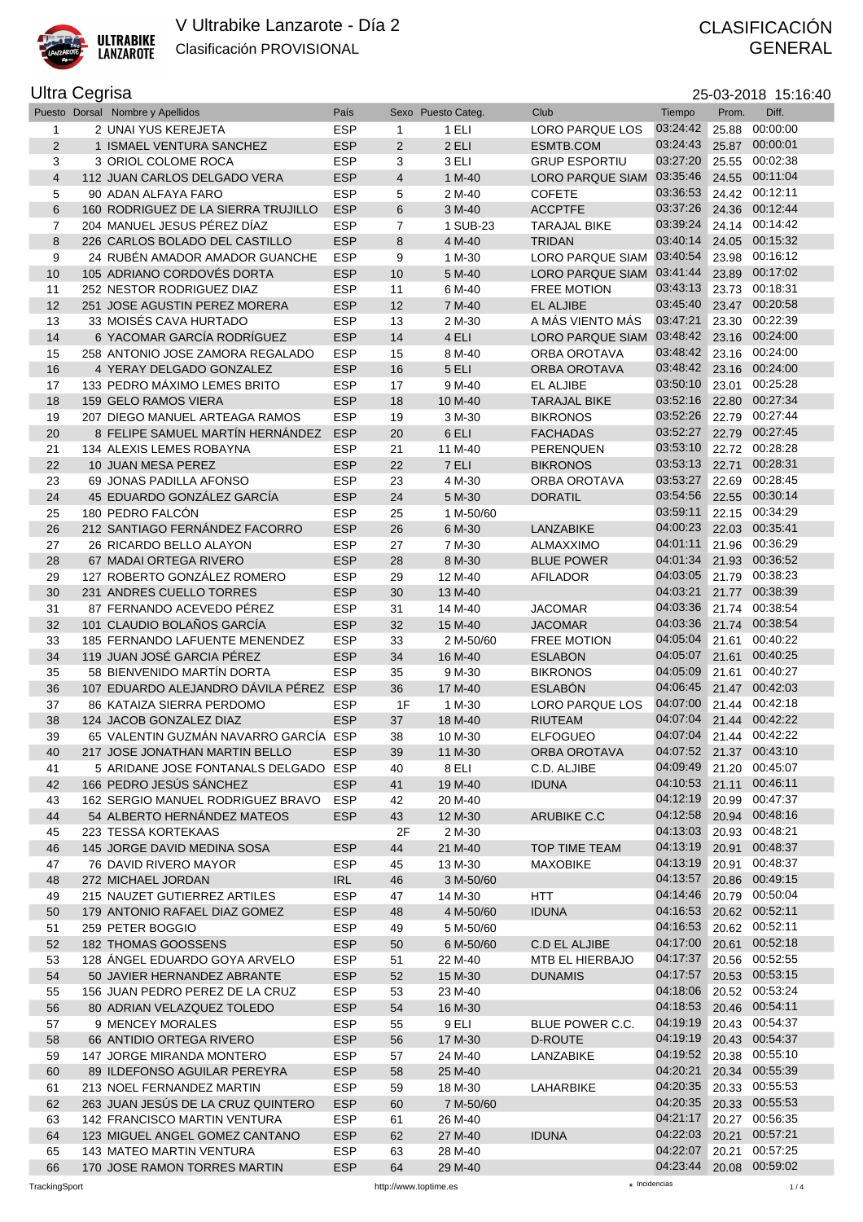# V Ultrabike Lanzarote - Día 2

Clasificación PROVISIONAL

CLASIFICACIÓN GENERAL

## Ultra Cegrisa

25-03-2018 15:16:40

| Puesto | Dorsal | Nombre y Apellidos | País | Sexo | Puesto Categ. | Club | Tiempo | Prom. | Diff. |
|---|---|---|---|---|---|---|---|---|---|
| 1 | 2 | UNAI YUS KEREJETA | ESP | 1 | 1 ELI | LORO PARQUE LOS | 03:24:42 | 25.88 | 00:00:00 |
| 2 | 1 | ISMAEL VENTURA SANCHEZ | ESP | 2 | 2 ELI | ESMTB.COM | 03:24:43 | 25.87 | 00:00:01 |
| 3 | 3 | ORIOL COLOME ROCA | ESP | 3 | 3 ELI | GRUP ESPORTIU | 03:27:20 | 25.55 | 00:02:38 |
| 4 | 112 | JUAN CARLOS DELGADO VERA | ESP | 4 | 1 M-40 | LORO PARQUE SIAM | 03:35:46 | 24.55 | 00:11:04 |
| 5 | 90 | ADAN ALFAYA FARO | ESP | 5 | 2 M-40 | COFETE | 03:36:53 | 24.42 | 00:12:11 |
| 6 | 160 | RODRIGUEZ DE LA SIERRA TRUJILLO | ESP | 6 | 3 M-40 | ACCPTFE | 03:37:26 | 24.36 | 00:12:44 |
| 7 | 204 | MANUEL JESUS PÉREZ DÍAZ | ESP | 7 | 1 SUB-23 | TARAJAL BIKE | 03:39:24 | 24.14 | 00:14:42 |
| 8 | 226 | CARLOS BOLADO DEL CASTILLO | ESP | 8 | 4 M-40 | TRIDAN | 03:40:14 | 24.05 | 00:15:32 |
| 9 | 24 | RUBÉN AMADOR AMADOR GUANCHE | ESP | 9 | 1 M-30 | LORO PARQUE SIAM | 03:40:54 | 23.98 | 00:16:12 |
| 10 | 105 | ADRIANO CORDOVÉS DORTA | ESP | 10 | 5 M-40 | LORO PARQUE SIAM | 03:41:44 | 23.89 | 00:17:02 |
| 11 | 252 | NESTOR RODRIGUEZ DIAZ | ESP | 11 | 6 M-40 | FREE MOTION | 03:43:13 | 23.73 | 00:18:31 |
| 12 | 251 | JOSE AGUSTIN PEREZ MORERA | ESP | 12 | 7 M-40 | EL ALJIBE | 03:45:40 | 23.47 | 00:20:58 |
| 13 | 33 | MOISÉS CAVA HURTADO | ESP | 13 | 2 M-30 | A MÁS VIENTO MÁS | 03:47:21 | 23.30 | 00:22:39 |
| 14 | 6 | YACOMAR GARCÍA RODRÍGUEZ | ESP | 14 | 4 ELI | LORO PARQUE SIAM | 03:48:42 | 23.16 | 00:24:00 |
| 15 | 258 | ANTONIO JOSE ZAMORA REGALADO | ESP | 15 | 8 M-40 | ORBA OROTAVA | 03:48:42 | 23.16 | 00:24:00 |
| 16 | 4 | YERAY DELGADO GONZALEZ | ESP | 16 | 5 ELI | ORBA OROTAVA | 03:48:42 | 23.16 | 00:24:00 |
| 17 | 133 | PEDRO MÁXIMO LEMES BRITO | ESP | 17 | 9 M-40 | EL ALJIBE | 03:50:10 | 23.01 | 00:25:28 |
| 18 | 159 | GELO RAMOS VIERA | ESP | 18 | 10 M-40 | TARAJAL BIKE | 03:52:16 | 22.80 | 00:27:34 |
| 19 | 207 | DIEGO MANUEL ARTEAGA RAMOS | ESP | 19 | 3 M-30 | BIKRONOS | 03:52:26 | 22.79 | 00:27:44 |
| 20 | 8 | FELIPE SAMUEL MARTÍN HERNÁNDEZ | ESP | 20 | 6 ELI | FACHADAS | 03:52:27 | 22.79 | 00:27:45 |
| 21 | 134 | ALEXIS LEMES ROBAYNA | ESP | 21 | 11 M-40 | PERENQUEN | 03:53:10 | 22.72 | 00:28:28 |
| 22 | 10 | JUAN MESA PEREZ | ESP | 22 | 7 ELI | BIKRONOS | 03:53:13 | 22.71 | 00:28:31 |
| 23 | 69 | JONAS PADILLA AFONSO | ESP | 23 | 4 M-30 | ORBA OROTAVA | 03:53:27 | 22.69 | 00:28:45 |
| 24 | 45 | EDUARDO GONZÁLEZ GARCÍA | ESP | 24 | 5 M-30 | DORATIL | 03:54:56 | 22.55 | 00:30:14 |
| 25 | 180 | PEDRO FALCÓN | ESP | 25 | 1 M-50/60 | | 03:59:11 | 22.15 | 00:34:29 |
| 26 | 212 | SANTIAGO FERNÁNDEZ FACORRO | ESP | 26 | 6 M-30 | LANZABIKE | 04:00:23 | 22.03 | 00:35:41 |
| 27 | 26 | RICARDO BELLO ALAYON | ESP | 27 | 7 M-30 | ALMAXXIMO | 04:01:11 | 21.96 | 00:36:29 |
| 28 | 67 | MADAI ORTEGA RIVERO | ESP | 28 | 8 M-30 | BLUE POWER | 04:01:34 | 21.93 | 00:36:52 |
| 29 | 127 | ROBERTO GONZÁLEZ ROMERO | ESP | 29 | 12 M-40 | AFILADOR | 04:03:05 | 21.79 | 00:38:23 |
| 30 | 231 | ANDRES CUELLO TORRES | ESP | 30 | 13 M-40 | | 04:03:21 | 21.77 | 00:38:39 |
| 31 | 87 | FERNANDO ACEVEDO PÉREZ | ESP | 31 | 14 M-40 | JACOMAR | 04:03:36 | 21.74 | 00:38:54 |
| 32 | 101 | CLAUDIO BOLAÑOS GARCÍA | ESP | 32 | 15 M-40 | JACOMAR | 04:03:36 | 21.74 | 00:38:54 |
| 33 | 185 | FERNANDO LAFUENTE MENENDEZ | ESP | 33 | 2 M-50/60 | FREE MOTION | 04:05:04 | 21.61 | 00:40:22 |
| 34 | 119 | JUAN JOSÉ GARCIA PÉREZ | ESP | 34 | 16 M-40 | ESLABON | 04:05:07 | 21.61 | 00:40:25 |
| 35 | 58 | BIENVENIDO MARTÍN DORTA | ESP | 35 | 9 M-30 | BIKRONOS | 04:05:09 | 21.61 | 00:40:27 |
| 36 | 107 | EDUARDO ALEJANDRO DÁVILA PÉREZ | ESP | 36 | 17 M-40 | ESLABÓN | 04:06:45 | 21.47 | 00:42:03 |
| 37 | 86 | KATAIZA SIERRA PERDOMO | ESP | 1F | 1 M-30 | LORO PARQUE LOS | 04:07:00 | 21.44 | 00:42:18 |
| 38 | 124 | JACOB GONZALEZ DIAZ | ESP | 37 | 18 M-40 | RIUTEAM | 04:07:04 | 21.44 | 00:42:22 |
| 39 | 65 | VALENTIN GUZMÁN NAVARRO GARCÍA | ESP | 38 | 10 M-30 | ELFOGUEO | 04:07:04 | 21.44 | 00:42:22 |
| 40 | 217 | JOSE JONATHAN MARTIN BELLO | ESP | 39 | 11 M-30 | ORBA OROTAVA | 04:07:52 | 21.37 | 00:43:10 |
| 41 | 5 | ARIDANE JOSE FONTANALS DELGADO | ESP | 40 | 8 ELI | C.D. ALJIBE | 04:09:49 | 21.20 | 00:45:07 |
| 42 | 166 | PEDRO JESÚS SÁNCHEZ | ESP | 41 | 19 M-40 | IDUNA | 04:10:53 | 21.11 | 00:46:11 |
| 43 | 162 | SERGIO MANUEL RODRIGUEZ BRAVO | ESP | 42 | 20 M-40 | | 04:12:19 | 20.99 | 00:47:37 |
| 44 | 54 | ALBERTO HERNÁNDEZ MATEOS | ESP | 43 | 12 M-30 | ARUBIKE C.C | 04:12:58 | 20.94 | 00:48:16 |
| 45 | 223 | TESSA KORTEKAAS | | 2F | 2 M-30 | | 04:13:03 | 20.93 | 00:48:21 |
| 46 | 145 | JORGE DAVID MEDINA SOSA | ESP | 44 | 21 M-40 | TOP TIME TEAM | 04:13:19 | 20.91 | 00:48:37 |
| 47 | 76 | DAVID RIVERO MAYOR | ESP | 45 | 13 M-30 | MAXOBIKE | 04:13:19 | 20.91 | 00:48:37 |
| 48 | 272 | MICHAEL JORDAN | IRL | 46 | 3 M-50/60 | | 04:13:57 | 20.86 | 00:49:15 |
| 49 | 215 | NAUZET GUTIERREZ ARTILES | ESP | 47 | 14 M-30 | HTT | 04:14:46 | 20.79 | 00:50:04 |
| 50 | 179 | ANTONIO RAFAEL DIAZ GOMEZ | ESP | 48 | 4 M-50/60 | IDUNA | 04:16:53 | 20.62 | 00:52:11 |
| 51 | 259 | PETER BOGGIO | ESP | 49 | 5 M-50/60 | | 04:16:53 | 20.62 | 00:52:11 |
| 52 | 182 | THOMAS GOOSSENS | ESP | 50 | 6 M-50/60 | C.D EL ALJIBE | 04:17:00 | 20.61 | 00:52:18 |
| 53 | 128 | ÁNGEL EDUARDO GOYA ARVELO | ESP | 51 | 22 M-40 | MTB EL HIERBAJO | 04:17:37 | 20.56 | 00:52:55 |
| 54 | 50 | JAVIER HERNANDEZ ABRANTE | ESP | 52 | 15 M-30 | DUNAMIS | 04:17:57 | 20.53 | 00:53:15 |
| 55 | 156 | JUAN PEDRO PEREZ DE LA CRUZ | ESP | 53 | 23 M-40 | | 04:18:06 | 20.52 | 00:53:24 |
| 56 | 80 | ADRIAN VELAZQUEZ TOLEDO | ESP | 54 | 16 M-30 | | 04:18:53 | 20.46 | 00:54:11 |
| 57 | 9 | MENCEY MORALES | ESP | 55 | 9 ELI | BLUE POWER C.C. | 04:19:19 | 20.43 | 00:54:37 |
| 58 | 66 | ANTIDIO ORTEGA RIVERO | ESP | 56 | 17 M-30 | D-ROUTE | 04:19:19 | 20.43 | 00:54:37 |
| 59 | 147 | JORGE MIRANDA MONTERO | ESP | 57 | 24 M-40 | LANZABIKE | 04:19:52 | 20.38 | 00:55:10 |
| 60 | 89 | ILDEFONSO AGUILAR PEREYRA | ESP | 58 | 25 M-40 | | 04:20:21 | 20.34 | 00:55:39 |
| 61 | 213 | NOEL FERNANDEZ MARTIN | ESP | 59 | 18 M-30 | LAHARBIKE | 04:20:35 | 20.33 | 00:55:53 |
| 62 | 263 | JUAN JESÚS DE LA CRUZ QUINTERO | ESP | 60 | 7 M-50/60 | | 04:20:35 | 20.33 | 00:55:53 |
| 63 | 142 | FRANCISCO MARTIN VENTURA | ESP | 61 | 26 M-40 | | 04:21:17 | 20.27 | 00:56:35 |
| 64 | 123 | MIGUEL ANGEL GOMEZ CANTANO | ESP | 62 | 27 M-40 | IDUNA | 04:22:03 | 20.21 | 00:57:21 |
| 65 | 143 | MATEO MARTIN VENTURA | ESP | 63 | 28 M-40 | | 04:22:07 | 20.21 | 00:57:25 |
| 66 | 170 | JOSE RAMON TORRES MARTIN | ESP | 64 | 29 M-40 | | 04:23:44 | 20.08 | 00:59:02 |

TrackingSport    http://www.toptime.es    ⋆ Incidencias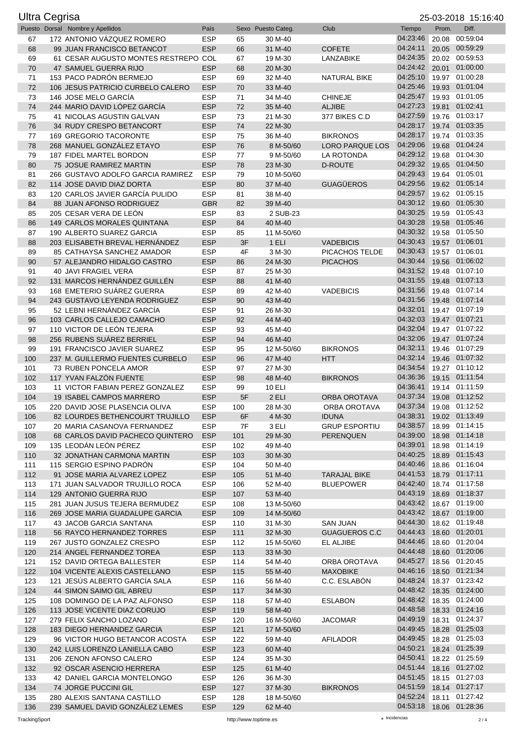# Ultra Cegrisa

25-03-2018 15:16:40

| Puesto | Dorsal | Nombre y Apellidos | País | Sexo | Puesto Categ. | Club | Tiempo | Prom. | Diff. |
|---|---|---|---|---|---|---|---|---|---|
| 67 | 172 | ANTONIO VÁZQUEZ ROMERO | ESP | 65 | 30 M-40 | | 04:23:46 | 20.08 | 00:59:04 |
| 68 | 99 | JUAN FRANCISCO BETANCOT | ESP | 66 | 31 M-40 | COFETE | 04:24:11 | 20.05 | 00:59:29 |
| 69 | 61 | CESAR AUGUSTO MONTES RESTREPO | COL | 67 | 19 M-30 | LANZABIKE | 04:24:35 | 20.02 | 00:59:53 |
| 70 | 47 | SAMUEL GUERRA RIJO | ESP | 68 | 20 M-30 | | 04:24:42 | 20.01 | 01:00:00 |
| 71 | 153 | PACO PADRÓN BERMEJO | ESP | 69 | 32 M-40 | NATURAL BIKE | 04:25:10 | 19.97 | 01:00:28 |
| 72 | 106 | JESUS PATRICIO CURBELO CALERO | ESP | 70 | 33 M-40 | | 04:25:46 | 19.93 | 01:01:04 |
| 73 | 146 | JOSE MELO GARCÍA | ESP | 71 | 34 M-40 | CHINEJE | 04:25:47 | 19.93 | 01:01:05 |
| 74 | 244 | MARIO DAVID LÓPEZ GARCÍA | ESP | 72 | 35 M-40 | ALJIBE | 04:27:23 | 19.81 | 01:02:41 |
| 75 | 41 | NICOLAS AGUSTIN GALVAN | ESP | 73 | 21 M-30 | 377 BIKES C.D | 04:27:59 | 19.76 | 01:03:17 |
| 76 | 34 | RUDY CRESPO BETANCORT | ESP | 74 | 22 M-30 | | 04:28:17 | 19.74 | 01:03:35 |
| 77 | 169 | GREGORIO TACORONTE | ESP | 75 | 36 M-40 | BIKRONOS | 04:28:17 | 19.74 | 01:03:35 |
| 78 | 268 | MANUEL GONZÁLEZ ETAYO | ESP | 76 | 8 M-50/60 | LORO PARQUE LOS | 04:29:06 | 19.68 | 01:04:24 |
| 79 | 187 | FIDEL MARTEL BORDON | ESP | 77 | 9 M-50/60 | LA ROTONDA | 04:29:12 | 19.68 | 01:04:30 |
| 80 | 75 | JOSUE RAMIREZ MARTIN | ESP | 78 | 23 M-30 | D-ROUTE | 04:29:32 | 19.65 | 01:04:50 |
| 81 | 266 | GUSTAVO ADOLFO GARCIA RAMIREZ | ESP | 79 | 10 M-50/60 | | 04:29:43 | 19.64 | 01:05:01 |
| 82 | 114 | JOSE DAVID DIAZ DORTA | ESP | 80 | 37 M-40 | GUAGÜEROS | 04:29:56 | 19.62 | 01:05:14 |
| 83 | 120 | CARLOS JAVIER GARCÍA PULIDO | ESP | 81 | 38 M-40 | | 04:29:57 | 19.62 | 01:05:15 |
| 84 | 88 | JUAN AFONSO RODRIGUEZ | GBR | 82 | 39 M-40 | | 04:30:12 | 19.60 | 01:05:30 |
| 85 | 205 | CESAR VERA DE LEÓN | ESP | 83 | 2 SUB-23 | | 04:30:25 | 19.59 | 01:05:43 |
| 86 | 149 | CARLOS MORALES QUINTANA | ESP | 84 | 40 M-40 | | 04:30:28 | 19.58 | 01:05:46 |
| 87 | 190 | ALBERTO SUAREZ GARCIA | ESP | 85 | 11 M-50/60 | | 04:30:32 | 19.58 | 01:05:50 |
| 88 | 203 | ELISABETH BREVAL HERNÁNDEZ | ESP | 3F | 1 ELI | VADEBICIS | 04:30:43 | 19.57 | 01:06:01 |
| 89 | 85 | CATHAYSA SANCHEZ AMADOR | ESP | 4F | 3 M-30 | PICACHOS TELDE | 04:30:43 | 19.57 | 01:06:01 |
| 90 | 57 | ALEJANDRO HIDALGO CASTRO | ESP | 86 | 24 M-30 | PICACHOS | 04:30:44 | 19.56 | 01:06:02 |
| 91 | 40 | JAVI FRAGIEL VERA | ESP | 87 | 25 M-30 | | 04:31:52 | 19.48 | 01:07:10 |
| 92 | 131 | MARCOS HERNÁNDEZ GUILLÉN | ESP | 88 | 41 M-40 | | 04:31:55 | 19.48 | 01:07:13 |
| 93 | 168 | EMETERIO SUÁREZ GUERRA | ESP | 89 | 42 M-40 | VADEBICIS | 04:31:56 | 19.48 | 01:07:14 |
| 94 | 243 | GUSTAVO LEYENDA RODRIGUEZ | ESP | 90 | 43 M-40 | | 04:31:56 | 19.48 | 01:07:14 |
| 95 | 52 | LEBNI HERNÁNDEZ GARCÍA | ESP | 91 | 26 M-30 | | 04:32:01 | 19.47 | 01:07:19 |
| 96 | 103 | CARLOS CALLEJO CAMACHO | ESP | 92 | 44 M-40 | | 04:32:03 | 19.47 | 01:07:21 |
| 97 | 110 | VICTOR DE LEÓN TEJERA | ESP | 93 | 45 M-40 | | 04:32:04 | 19.47 | 01:07:22 |
| 98 | 256 | RUBENS SUÁREZ BERRIEL | ESP | 94 | 46 M-40 | | 04:32:06 | 19.47 | 01:07:24 |
| 99 | 191 | FRANCISCO JAVIER SUAREZ | ESP | 95 | 12 M-50/60 | BIKRONOS | 04:32:11 | 19.46 | 01:07:29 |
| 100 | 237 | M. GUILLERMO FUENTES CURBELO | ESP | 96 | 47 M-40 | HTT | 04:32:14 | 19.46 | 01:07:32 |
| 101 | 73 | RUBEN PONCELA AMOR | ESP | 97 | 27 M-30 | | 04:34:54 | 19.27 | 01:10:12 |
| 102 | 117 | YVAN FALZÓN FUENTE | ESP | 98 | 48 M-40 | BIKRONOS | 04:36:36 | 19.15 | 01:11:54 |
| 103 | 11 | VICTOR FABIAN PEREZ GONZALEZ | ESP | 99 | 10 ELI | | 04:36:41 | 19.14 | 01:11:59 |
| 104 | 19 | ISABEL CAMPOS MARRERO | ESP | 5F | 2 ELI | ORBA OROTAVA | 04:37:34 | 19.08 | 01:12:52 |
| 105 | 220 | DAVID JOSE PLASENCIA OLIVA | ESP | 100 | 28 M-30 | ORBA OROTAVA | 04:37:34 | 19.08 | 01:12:52 |
| 106 | 82 | LOURDES BETHENCOURT TRUJILLO | ESP | 6F | 4 M-30 | IDUNA | 04:38:31 | 19.02 | 01:13:49 |
| 107 | 20 | MARIA CASANOVA FERNANDEZ | ESP | 7F | 3 ELI | GRUP ESPORTIU | 04:38:57 | 18.99 | 01:14:15 |
| 108 | 68 | CARLOS DAVID PACHECO QUINTERO | ESP | 101 | 29 M-30 | PERENQUEN | 04:39:00 | 18.98 | 01:14:18 |
| 109 | 135 | LEODÁN LEÓN PÉREZ | ESP | 102 | 49 M-40 | | 04:39:01 | 18.98 | 01:14:19 |
| 110 | 32 | JONATHAN CARMONA MARTIN | ESP | 103 | 30 M-30 | | 04:40:25 | 18.89 | 01:15:43 |
| 111 | 115 | SERGIO ESPINO PADRÓN | ESP | 104 | 50 M-40 | | 04:40:46 | 18.86 | 01:16:04 |
| 112 | 91 | JOSE MARIA ALVAREZ LOPEZ | ESP | 105 | 51 M-40 | TARAJAL BIKE | 04:41:53 | 18.79 | 01:17:11 |
| 113 | 171 | JUAN SALVADOR TRUJILLO ROCA | ESP | 106 | 52 M-40 | BLUEPOWER | 04:42:40 | 18.74 | 01:17:58 |
| 114 | 129 | ANTONIO GUERRA RIJO | ESP | 107 | 53 M-40 | | 04:43:19 | 18.69 | 01:18:37 |
| 115 | 281 | JUAN JUSUS TEJERA BERMUDEZ | ESP | 108 | 13 M-50/60 | | 04:43:42 | 18.67 | 01:19:00 |
| 116 | 269 | JOSE MARIA GUADALUPE GARCIA | ESP | 109 | 14 M-50/60 | | 04:43:42 | 18.67 | 01:19:00 |
| 117 | 43 | JACOB GARCIA SANTANA | ESP | 110 | 31 M-30 | SAN JUAN | 04:44:30 | 18.62 | 01:19:48 |
| 118 | 56 | RAYCO HERNANDEZ TORRES | ESP | 111 | 32 M-30 | GUAGUEROS C.C | 04:44:43 | 18.60 | 01:20:01 |
| 119 | 267 | JUSTO GONZALEZ CRESPO | ESP | 112 | 15 M-50/60 | EL ALJIBE | 04:44:46 | 18.60 | 01:20:04 |
| 120 | 214 | ANGEL FERNANDEZ TOREA | ESP | 113 | 33 M-30 | | 04:44:48 | 18.60 | 01:20:06 |
| 121 | 152 | DAVID ORTEGA BALLESTER | ESP | 114 | 54 M-40 | ORBA OROTAVA | 04:45:27 | 18.56 | 01:20:45 |
| 122 | 104 | VICENTE ALEXIS CASTELLANO | ESP | 115 | 55 M-40 | MAXOBIKE | 04:46:16 | 18.50 | 01:21:34 |
| 123 | 121 | JESÚS ALBERTO GARCÍA SALA | ESP | 116 | 56 M-40 | C.C. ESLABÓN | 04:48:24 | 18.37 | 01:23:42 |
| 124 | 44 | SIMON SAIMO GIL ABREU | ESP | 117 | 34 M-30 | | 04:48:42 | 18.35 | 01:24:00 |
| 125 | 108 | DOMINGO DE LA PAZ ALFONSO | ESP | 118 | 57 M-40 | ESLABON | 04:48:42 | 18.35 | 01:24:00 |
| 126 | 113 | JOSE VICENTE DIAZ CORUJO | ESP | 119 | 58 M-40 | | 04:48:58 | 18.33 | 01:24:16 |
| 127 | 279 | FELIX SANCHO LOZANO | ESP | 120 | 16 M-50/60 | JACOMAR | 04:49:19 | 18.31 | 01:24:37 |
| 128 | 183 | DIEGO HERNANDEZ GARCIA | ESP | 121 | 17 M-50/60 | | 04:49:45 | 18.28 | 01:25:03 |
| 129 | 96 | VICTOR HUGO BETANCOR ACOSTA | ESP | 122 | 59 M-40 | AFILADOR | 04:49:45 | 18.28 | 01:25:03 |
| 130 | 242 | LUIS LORENZO LANIELLA CABO | ESP | 123 | 60 M-40 | | 04:50:21 | 18.24 | 01:25:39 |
| 131 | 206 | ZENON AFONSO CALERO | ESP | 124 | 35 M-30 | | 04:50:41 | 18.22 | 01:25:59 |
| 132 | 92 | OSCAR ASENCIO HERRERA | ESP | 125 | 61 M-40 | | 04:51:44 | 18.16 | 01:27:02 |
| 133 | 42 | DANIEL GARCIA MONTELONGO | ESP | 126 | 36 M-30 | | 04:51:45 | 18.15 | 01:27:03 |
| 134 | 74 | JORGE PUCCINI GIL | ESP | 127 | 37 M-30 | BIKRONOS | 04:51:59 | 18.14 | 01:27:17 |
| 135 | 280 | ALEXIS SANTANA CASTILLO | ESP | 128 | 18 M-50/60 | | 04:52:24 | 18.11 | 01:27:42 |
| 136 | 239 | SAMUEL DAVID GONZÁLEZ LEMES | ESP | 129 | 62 M-40 | | 04:53:18 | 18.06 | 01:28:36 |

TrackingSport — http://www.toptime.es — * Incidencias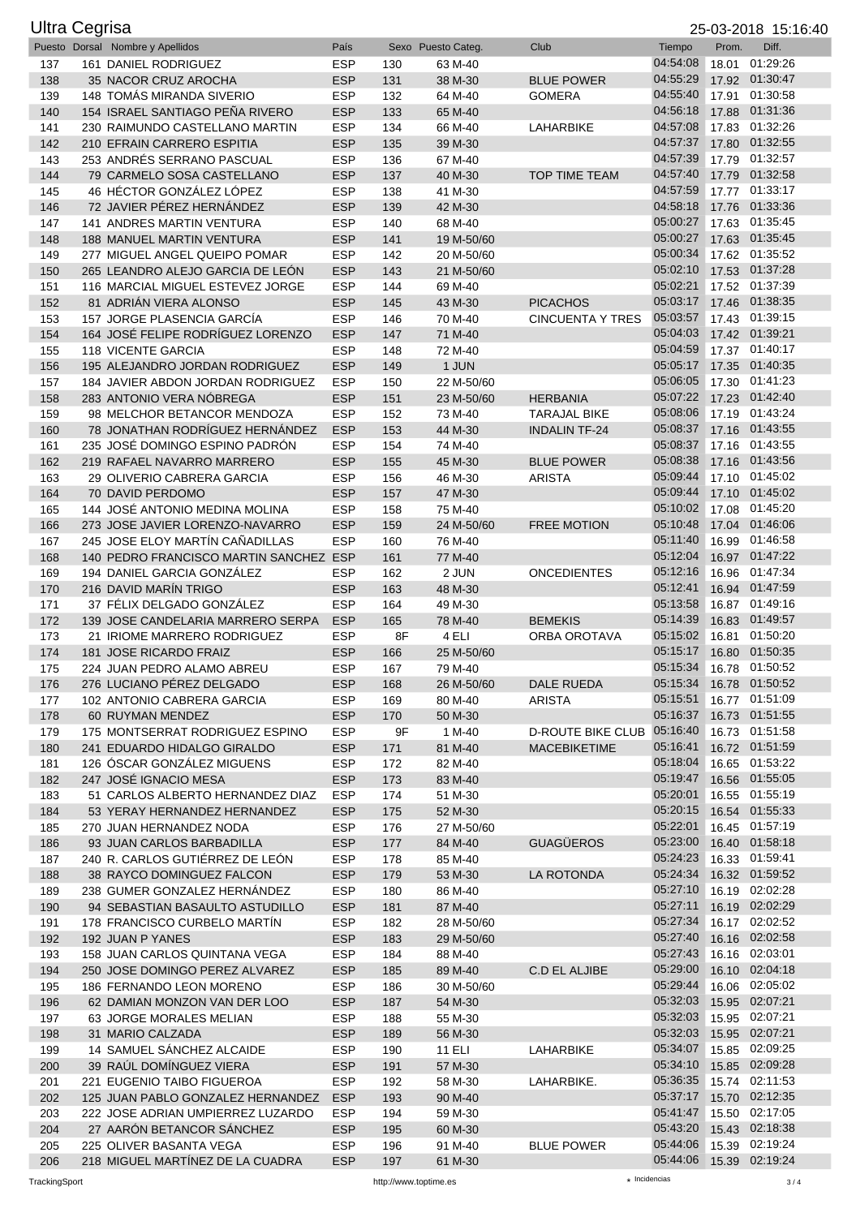# Ultra Cegrisa

25-03-2018 15:16:40

| Puesto | Dorsal | Nombre y Apellidos | País | Sexo | Puesto Categ. | Club | Tiempo | Prom. | Diff. |
|---|---|---|---|---|---|---|---|---|---|
| 137 | 161 | DANIEL RODRIGUEZ | ESP | 130 | 63 M-40 | | 04:54:08 | 18.01 | 01:29:26 |
| 138 | 35 | NACOR CRUZ AROCHA | ESP | 131 | 38 M-30 | BLUE POWER | 04:55:29 | 17.92 | 01:30:47 |
| 139 | 148 | TOMÁS MIRANDA SIVERIO | ESP | 132 | 64 M-40 | GOMERA | 04:55:40 | 17.91 | 01:30:58 |
| 140 | 154 | ISRAEL SANTIAGO PEÑA RIVERO | ESP | 133 | 65 M-40 | | 04:56:18 | 17.88 | 01:31:36 |
| 141 | 230 | RAIMUNDO CASTELLANO MARTIN | ESP | 134 | 66 M-40 | LAHARBIKE | 04:57:08 | 17.83 | 01:32:26 |
| 142 | 210 | EFRAIN CARRERO ESPITIA | ESP | 135 | 39 M-30 | | 04:57:37 | 17.80 | 01:32:55 |
| 143 | 253 | ANDRÉS SERRANO PASCUAL | ESP | 136 | 67 M-40 | | 04:57:39 | 17.79 | 01:32:57 |
| 144 | 79 | CARMELO SOSA CASTELLANO | ESP | 137 | 40 M-30 | TOP TIME TEAM | 04:57:40 | 17.79 | 01:32:58 |
| 145 | 46 | HÉCTOR GONZÁLEZ LÓPEZ | ESP | 138 | 41 M-30 | | 04:57:59 | 17.77 | 01:33:17 |
| 146 | 72 | JAVIER PÉREZ HERNÁNDEZ | ESP | 139 | 42 M-30 | | 04:58:18 | 17.76 | 01:33:36 |
| 147 | 141 | ANDRES MARTIN VENTURA | ESP | 140 | 68 M-40 | | 05:00:27 | 17.63 | 01:35:45 |
| 148 | 188 | MANUEL MARTIN VENTURA | ESP | 141 | 19 M-50/60 | | 05:00:27 | 17.63 | 01:35:45 |
| 149 | 277 | MIGUEL ANGEL QUEIPO POMAR | ESP | 142 | 20 M-50/60 | | 05:00:34 | 17.62 | 01:35:52 |
| 150 | 265 | LEANDRO ALEJO GARCIA DE LEÓN | ESP | 143 | 21 M-50/60 | | 05:02:10 | 17.53 | 01:37:28 |
| 151 | 116 | MARCIAL MIGUEL ESTEVEZ JORGE | ESP | 144 | 69 M-40 | | 05:02:21 | 17.52 | 01:37:39 |
| 152 | 81 | ADRIÁN VIERA ALONSO | ESP | 145 | 43 M-30 | PICACHOS | 05:03:17 | 17.46 | 01:38:35 |
| 153 | 157 | JORGE PLASENCIA GARCÍA | ESP | 146 | 70 M-40 | CINCUENTA Y TRES | 05:03:57 | 17.43 | 01:39:15 |
| 154 | 164 | JOSÉ FELIPE RODRÍGUEZ LORENZO | ESP | 147 | 71 M-40 | | 05:04:03 | 17.42 | 01:39:21 |
| 155 | 118 | VICENTE GARCIA | ESP | 148 | 72 M-40 | | 05:04:59 | 17.37 | 01:40:17 |
| 156 | 195 | ALEJANDRO JORDAN RODRIGUEZ | ESP | 149 | 1 JUN | | 05:05:17 | 17.35 | 01:40:35 |
| 157 | 184 | JAVIER ABDON JORDAN RODRIGUEZ | ESP | 150 | 22 M-50/60 | | 05:06:05 | 17.30 | 01:41:23 |
| 158 | 283 | ANTONIO VERA NÓBREGA | ESP | 151 | 23 M-50/60 | HERBANIA | 05:07:22 | 17.23 | 01:42:40 |
| 159 | 98 | MELCHOR BETANCOR MENDOZA | ESP | 152 | 73 M-40 | TARAJAL BIKE | 05:08:06 | 17.19 | 01:43:24 |
| 160 | 78 | JONATHAN RODRÍGUEZ HERNÁNDEZ | ESP | 153 | 44 M-30 | INDALIN TF-24 | 05:08:37 | 17.16 | 01:43:55 |
| 161 | 235 | JOSÉ DOMINGO ESPINO PADRÓN | ESP | 154 | 74 M-40 | | 05:08:37 | 17.16 | 01:43:55 |
| 162 | 219 | RAFAEL NAVARRO MARRERO | ESP | 155 | 45 M-30 | BLUE POWER | 05:08:38 | 17.16 | 01:43:56 |
| 163 | 29 | OLIVERIO CABRERA GARCIA | ESP | 156 | 46 M-30 | ARISTA | 05:09:44 | 17.10 | 01:45:02 |
| 164 | 70 | DAVID PERDOMO | ESP | 157 | 47 M-30 | | 05:09:44 | 17.10 | 01:45:02 |
| 165 | 144 | JOSÉ ANTONIO MEDINA MOLINA | ESP | 158 | 75 M-40 | | 05:10:02 | 17.08 | 01:45:20 |
| 166 | 273 | JOSE JAVIER LORENZO-NAVARRO | ESP | 159 | 24 M-50/60 | FREE MOTION | 05:10:48 | 17.04 | 01:46:06 |
| 167 | 245 | JOSE ELOY MARTÍN CAÑADILLAS | ESP | 160 | 76 M-40 | | 05:11:40 | 16.99 | 01:46:58 |
| 168 | 140 | PEDRO FRANCISCO MARTIN SANCHEZ | ESP | 161 | 77 M-40 | | 05:12:04 | 16.97 | 01:47:22 |
| 169 | 194 | DANIEL GARCIA GONZÁLEZ | ESP | 162 | 2 JUN | ONCEDIENTES | 05:12:16 | 16.96 | 01:47:34 |
| 170 | 216 | DAVID MARÍN TRIGO | ESP | 163 | 48 M-30 | | 05:12:41 | 16.94 | 01:47:59 |
| 171 | 37 | FÉLIX DELGADO GONZÁLEZ | ESP | 164 | 49 M-30 | | 05:13:58 | 16.87 | 01:49:16 |
| 172 | 139 | JOSE CANDELARIA MARRERO SERPA | ESP | 165 | 78 M-40 | BEMEKIS | 05:14:39 | 16.83 | 01:49:57 |
| 173 | 21 | IRIOME MARRERO RODRIGUEZ | ESP | 8F | 4 ELI | ORBA OROTAVA | 05:15:02 | 16.81 | 01:50:20 |
| 174 | 181 | JOSE RICARDO FRAIZ | ESP | 166 | 25 M-50/60 | | 05:15:17 | 16.80 | 01:50:35 |
| 175 | 224 | JUAN PEDRO ALAMO ABREU | ESP | 167 | 79 M-40 | | 05:15:34 | 16.78 | 01:50:52 |
| 176 | 276 | LUCIANO PÉREZ DELGADO | ESP | 168 | 26 M-50/60 | DALE RUEDA | 05:15:34 | 16.78 | 01:50:52 |
| 177 | 102 | ANTONIO CABRERA GARCIA | ESP | 169 | 80 M-40 | ARISTA | 05:15:51 | 16.77 | 01:51:09 |
| 178 | 60 | RUYMAN MENDEZ | ESP | 170 | 50 M-30 | | 05:16:37 | 16.73 | 01:51:55 |
| 179 | 175 | MONTSERRAT RODRIGUEZ ESPINO | ESP | 9F | 1 M-40 | D-ROUTE BIKE CLUB | 05:16:40 | 16.73 | 01:51:58 |
| 180 | 241 | EDUARDO HIDALGO GIRALDO | ESP | 171 | 81 M-40 | MACEBIKETIME | 05:16:41 | 16.72 | 01:51:59 |
| 181 | 126 | ÓSCAR GONZÁLEZ MIGUENS | ESP | 172 | 82 M-40 | | 05:18:04 | 16.65 | 01:53:22 |
| 182 | 247 | JOSÉ IGNACIO MESA | ESP | 173 | 83 M-40 | | 05:19:47 | 16.56 | 01:55:05 |
| 183 | 51 | CARLOS ALBERTO HERNANDEZ DIAZ | ESP | 174 | 51 M-30 | | 05:20:01 | 16.55 | 01:55:19 |
| 184 | 53 | YERAY HERNANDEZ HERNANDEZ | ESP | 175 | 52 M-30 | | 05:20:15 | 16.54 | 01:55:33 |
| 185 | 270 | JUAN HERNANDEZ NODA | ESP | 176 | 27 M-50/60 | | 05:22:01 | 16.45 | 01:57:19 |
| 186 | 93 | JUAN CARLOS BARBADILLA | ESP | 177 | 84 M-40 | GUAGÜEROS | 05:23:00 | 16.40 | 01:58:18 |
| 187 | 240 | R. CARLOS GUTIÉRREZ DE LEÓN | ESP | 178 | 85 M-40 | | 05:24:23 | 16.33 | 01:59:41 |
| 188 | 38 | RAYCO DOMINGUEZ FALCON | ESP | 179 | 53 M-30 | LA ROTONDA | 05:24:34 | 16.32 | 01:59:52 |
| 189 | 238 | GUMER GONZALEZ HERNÁNDEZ | ESP | 180 | 86 M-40 | | 05:27:10 | 16.19 | 02:02:28 |
| 190 | 94 | SEBASTIAN BASAULTO ASTUDILLO | ESP | 181 | 87 M-40 | | 05:27:11 | 16.19 | 02:02:29 |
| 191 | 178 | FRANCISCO CURBELO MARTÍN | ESP | 182 | 28 M-50/60 | | 05:27:34 | 16.17 | 02:02:52 |
| 192 | 192 | JUAN P YANES | ESP | 183 | 29 M-50/60 | | 05:27:40 | 16.16 | 02:02:58 |
| 193 | 158 | JUAN CARLOS QUINTANA VEGA | ESP | 184 | 88 M-40 | | 05:27:43 | 16.16 | 02:03:01 |
| 194 | 250 | JOSE DOMINGO PEREZ ALVAREZ | ESP | 185 | 89 M-40 | C.D EL ALJIBE | 05:29:00 | 16.10 | 02:04:18 |
| 195 | 186 | FERNANDO LEON MORENO | ESP | 186 | 30 M-50/60 | | 05:29:44 | 16.06 | 02:05:02 |
| 196 | 62 | DAMIAN MONZON VAN DER LOO | ESP | 187 | 54 M-30 | | 05:32:03 | 15.95 | 02:07:21 |
| 197 | 63 | JORGE MORALES MELIAN | ESP | 188 | 55 M-30 | | 05:32:03 | 15.95 | 02:07:21 |
| 198 | 31 | MARIO CALZADA | ESP | 189 | 56 M-30 | | 05:32:03 | 15.95 | 02:07:21 |
| 199 | 14 | SAMUEL SÁNCHEZ ALCAIDE | ESP | 190 | 11 ELI | LAHARBIKE | 05:34:07 | 15.85 | 02:09:25 |
| 200 | 39 | RAÚL DOMÍNGUEZ VIERA | ESP | 191 | 57 M-30 | | 05:34:10 | 15.85 | 02:09:28 |
| 201 | 221 | EUGENIO TAIBO FIGUEROA | ESP | 192 | 58 M-30 | LAHARBIKE. | 05:36:35 | 15.74 | 02:11:53 |
| 202 | 125 | JUAN PABLO GONZALEZ HERNANDEZ | ESP | 193 | 90 M-40 | | 05:37:17 | 15.70 | 02:12:35 |
| 203 | 222 | JOSE ADRIAN UMPIERREZ LUZARDO | ESP | 194 | 59 M-30 | | 05:41:47 | 15.50 | 02:17:05 |
| 204 | 27 | AARÓN BETANCOR SÁNCHEZ | ESP | 195 | 60 M-30 | | 05:43:20 | 15.43 | 02:18:38 |
| 205 | 225 | OLIVER BASANTA VEGA | ESP | 196 | 91 M-40 | BLUE POWER | 05:44:06 | 15.39 | 02:19:24 |
| 206 | 218 | MIGUEL MARTÍNEZ DE LA CUADRA | ESP | 197 | 61 M-30 | | 05:44:06 | 15.39 | 02:19:24 |

TrackingSport · http://www.toptime.es · * Incidencias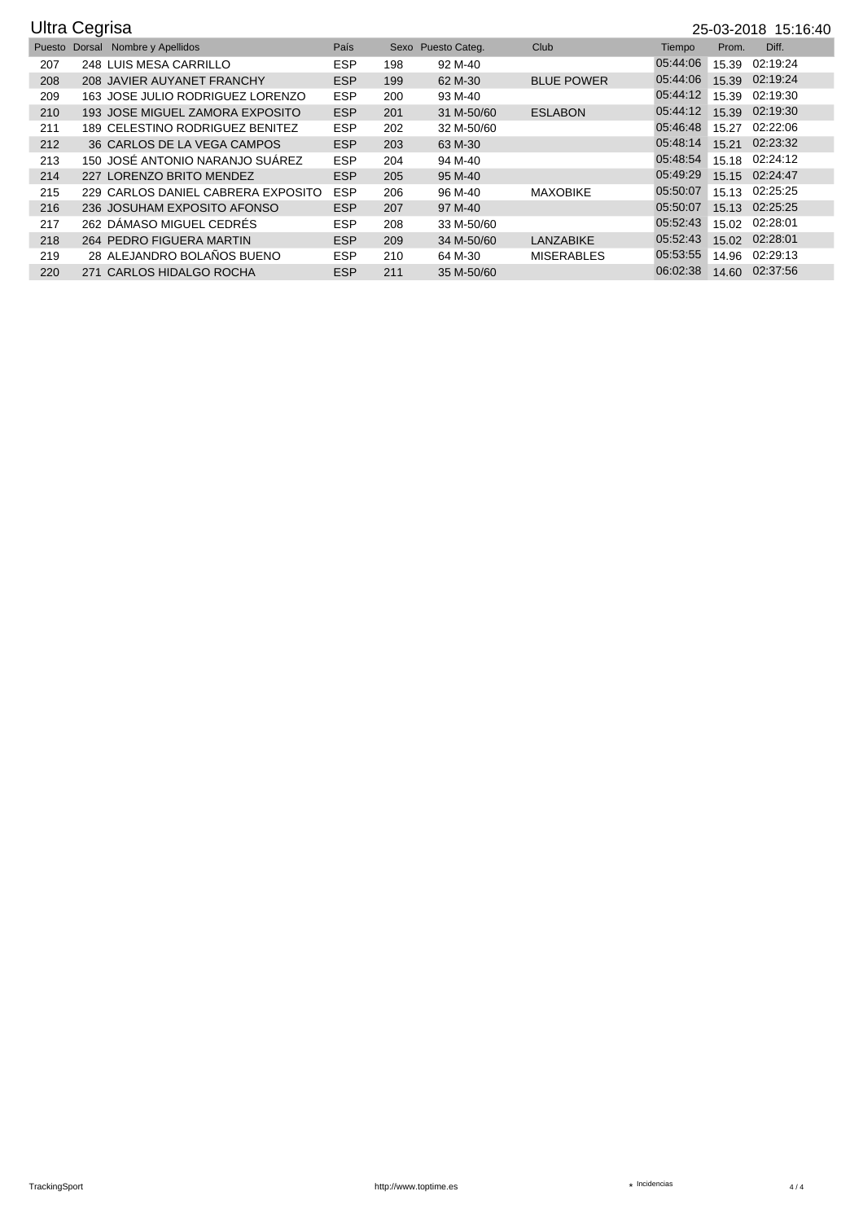# Ultra Cegrisa

25-03-2018 15:16:40

| Puesto | Dorsal | Nombre y Apellidos | País | Sexo | Puesto Categ. | Club | Tiempo | Prom. | Diff. |
|---|---|---|---|---|---|---|---|---|---|
| 207 | 248 | LUIS MESA CARRILLO | ESP | 198 | 92 M-40 | | 05:44:06 | 15.39 | 02:19:24 |
| 208 | 208 | JAVIER AUYANET FRANCHY | ESP | 199 | 62 M-30 | BLUE POWER | 05:44:06 | 15.39 | 02:19:24 |
| 209 | 163 | JOSE JULIO RODRIGUEZ LORENZO | ESP | 200 | 93 M-40 | | 05:44:12 | 15.39 | 02:19:30 |
| 210 | 193 | JOSE MIGUEL ZAMORA EXPOSITO | ESP | 201 | 31 M-50/60 | ESLABON | 05:44:12 | 15.39 | 02:19:30 |
| 211 | 189 | CELESTINO RODRIGUEZ BENITEZ | ESP | 202 | 32 M-50/60 | | 05:46:48 | 15.27 | 02:22:06 |
| 212 | 36 | CARLOS DE LA VEGA CAMPOS | ESP | 203 | 63 M-30 | | 05:48:14 | 15.21 | 02:23:32 |
| 213 | 150 | JOSÉ ANTONIO NARANJO SUÁREZ | ESP | 204 | 94 M-40 | | 05:48:54 | 15.18 | 02:24:12 |
| 214 | 227 | LORENZO BRITO MENDEZ | ESP | 205 | 95 M-40 | | 05:49:29 | 15.15 | 02:24:47 |
| 215 | 229 | CARLOS DANIEL CABRERA EXPOSITO | ESP | 206 | 96 M-40 | MAXOBIKE | 05:50:07 | 15.13 | 02:25:25 |
| 216 | 236 | JOSUHAM EXPOSITO AFONSO | ESP | 207 | 97 M-40 | | 05:50:07 | 15.13 | 02:25:25 |
| 217 | 262 | DÁMASO MIGUEL CEDRÉS | ESP | 208 | 33 M-50/60 | | 05:52:43 | 15.02 | 02:28:01 |
| 218 | 264 | PEDRO FIGUERA MARTIN | ESP | 209 | 34 M-50/60 | LANZABIKE | 05:52:43 | 15.02 | 02:28:01 |
| 219 | 28 | ALEJANDRO BOLAÑOS BUENO | ESP | 210 | 64 M-30 | MISERABLES | 05:53:55 | 14.96 | 02:29:13 |
| 220 | 271 | CARLOS HIDALGO ROCHA | ESP | 211 | 35 M-50/60 | | 06:02:38 | 14.60 | 02:37:56 |

TrackingSport http://www.toptime.es ⋆ Incidencias